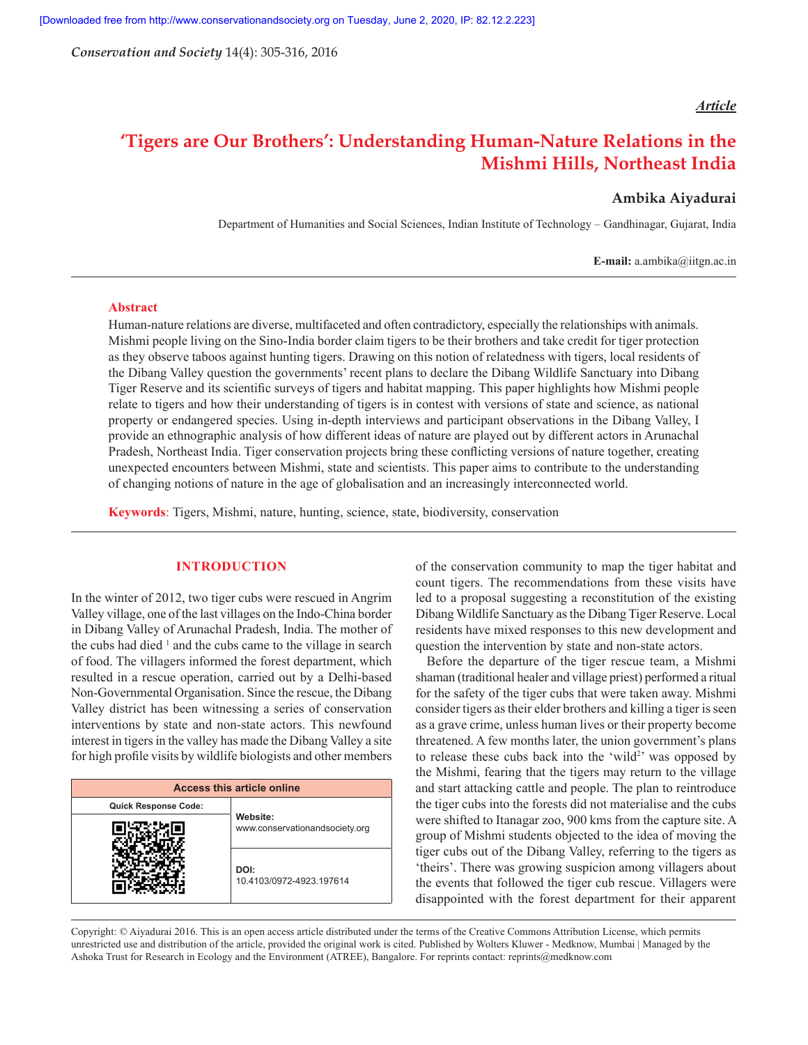*Article*

# 'Tigers are Our Brothers': Understanding Human-Nature Relations in the Mishmi Hills, Northeast India

**Ambika Aiyadurai**

Department of Humanities and Social Sciences, Indian Institute of Technology – Gandhinagar, Gujarat, India

**E-mail:** a.ambika@iitgn.ac.in

## Abstract

Human-nature relations are diverse, multifaceted and often contradictory, especially the relationships with animals. Mishmi people living on the Sino-India border claim tigers to be their brothers and take credit for tiger protection as they observe taboos against hunting tigers. Drawing on this notion of relatedness with tigers, local residents of the Dibang Valley question the governments' recent plans to declare the Dibang Wildlife Sanctuary into Dibang Tiger Reserve and its scientific surveys of tigers and habitat mapping. This paper highlights how Mishmi people relate to tigers and how their understanding of tigers is in contest with versions of state and science, as national property or endangered species. Using in-depth interviews and participant observations in the Dibang Valley, I provide an ethnographic analysis of how different ideas of nature are played out by different actors in Arunachal Pradesh, Northeast India. Tiger conservation projects bring these conflicting versions of nature together, creating unexpected encounters between Mishmi, state and scientists. This paper aims to contribute to the understanding of changing notions of nature in the age of globalisation and an increasingly interconnected world.

**Keywords**: Tigers, Mishmi, nature, hunting, science, state, biodiversity, conservation

## INTRODUCTION

In the winter of 2012, two tiger cubs were rescued in Angrim Valley village, one of the last villages on the Indo-China border in Dibang Valley of Arunachal Pradesh, India. The mother of the cubs had died [1] and the cubs came to the village in search of food. The villagers informed the forest department, which resulted in a rescue operation, carried out by a Delhi-based Non-Governmental Organisation. Since the rescue, the Dibang Valley district has been witnessing a series of conservation interventions by state and non-state actors. This newfound interest in tigers in the valley has made the Dibang Valley a site for high profile visits by wildlife biologists and other members of the conservation community to map the tiger habitat and count tigers. The recommendations from these visits have led to a proposal suggesting a reconstitution of the existing Dibang Wildlife Sanctuary as the Dibang Tiger Reserve. Local residents have mixed responses to this new development and question the intervention by state and non-state actors.

| Access this article online | |
|---|---|
| Quick Response Code: | Website: www.conservationandsociety.org |
| | DOI: 10.4103/0972-4923.197614 |

Before the departure of the tiger rescue team, a Mishmi shaman (traditional healer and village priest) performed a ritual for the safety of the tiger cubs that were taken away. Mishmi consider tigers as their elder brothers and killing a tiger is seen as a grave crime, unless human lives or their property become threatened. A few months later, the union government's plans to release these cubs back into the 'wild[2]' was opposed by the Mishmi, fearing that the tigers may return to the village and start attacking cattle and people. The plan to reintroduce the tiger cubs into the forests did not materialise and the cubs were shifted to Itanagar zoo, 900 kms from the capture site. A group of Mishmi students objected to the idea of moving the tiger cubs out of the Dibang Valley, referring to the tigers as 'theirs'. There was growing suspicion among villagers about the events that followed the tiger cub rescue. Villagers were disappointed with the forest department for their apparent

Copyright: © Aiyadurai 2016. This is an open access article distributed under the terms of the Creative Commons Attribution License, which permits unrestricted use and distribution of the article, provided the original work is cited. Published by Wolters Kluwer - Medknow, Mumbai | Managed by the Ashoka Trust for Research in Ecology and the Environment (ATREE), Bangalore. For reprints contact: reprints@medknow.com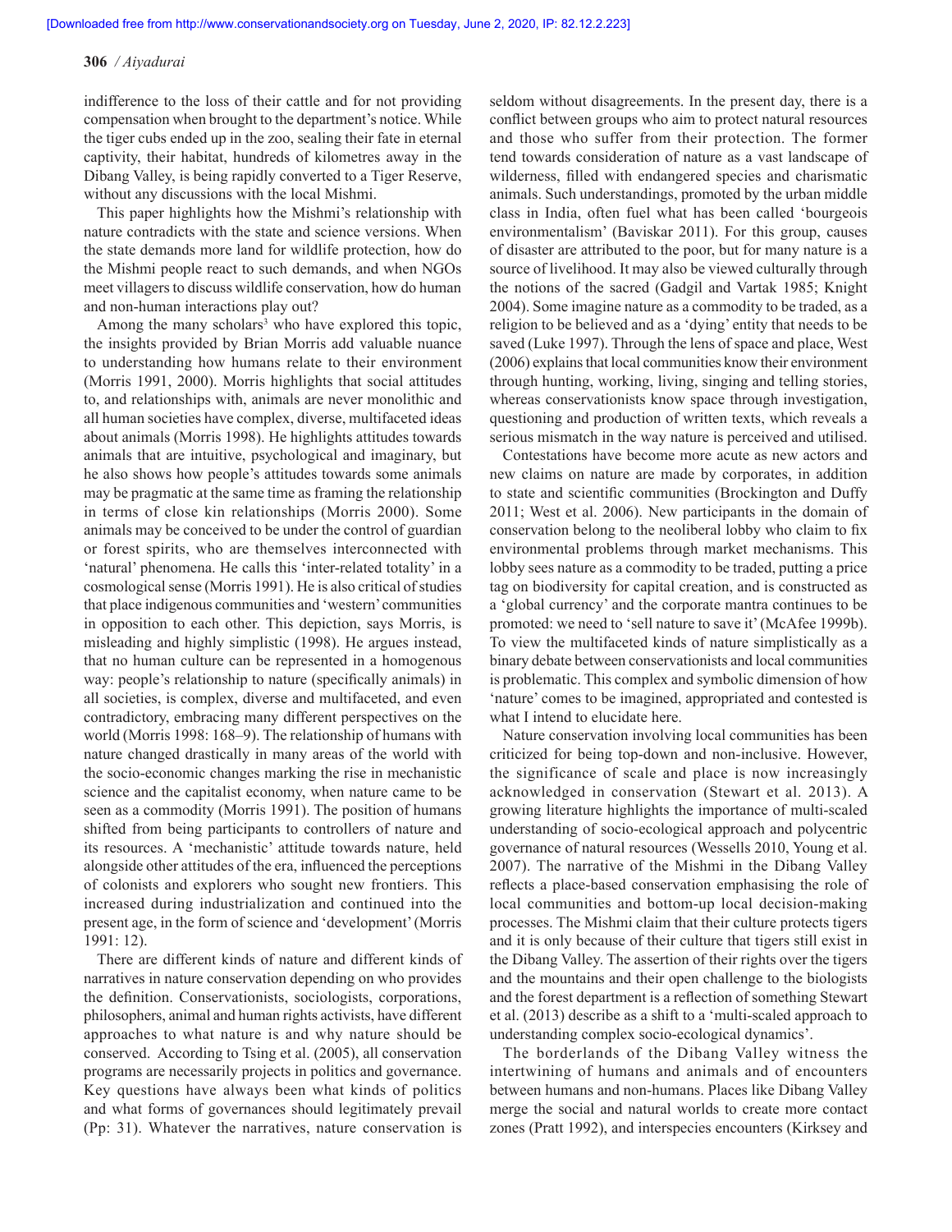indifference to the loss of their cattle and for not providing compensation when brought to the department's notice. While the tiger cubs ended up in the zoo, sealing their fate in eternal captivity, their habitat, hundreds of kilometres away in the Dibang Valley, is being rapidly converted to a Tiger Reserve, without any discussions with the local Mishmi.

This paper highlights how the Mishmi's relationship with nature contradicts with the state and science versions. When the state demands more land for wildlife protection, how do the Mishmi people react to such demands, and when NGOs meet villagers to discuss wildlife conservation, how do human and non-human interactions play out?

Among the many scholars[3] who have explored this topic, the insights provided by Brian Morris add valuable nuance to understanding how humans relate to their environment (Morris 1991, 2000). Morris highlights that social attitudes to, and relationships with, animals are never monolithic and all human societies have complex, diverse, multifaceted ideas about animals (Morris 1998). He highlights attitudes towards animals that are intuitive, psychological and imaginary, but he also shows how people's attitudes towards some animals may be pragmatic at the same time as framing the relationship in terms of close kin relationships (Morris 2000). Some animals may be conceived to be under the control of guardian or forest spirits, who are themselves interconnected with 'natural' phenomena. He calls this 'inter-related totality' in a cosmological sense (Morris 1991). He is also critical of studies that place indigenous communities and 'western' communities in opposition to each other. This depiction, says Morris, is misleading and highly simplistic (1998). He argues instead, that no human culture can be represented in a homogenous way: people's relationship to nature (specifically animals) in all societies, is complex, diverse and multifaceted, and even contradictory, embracing many different perspectives on the world (Morris 1998: 168–9). The relationship of humans with nature changed drastically in many areas of the world with the socio-economic changes marking the rise in mechanistic science and the capitalist economy, when nature came to be seen as a commodity (Morris 1991). The position of humans shifted from being participants to controllers of nature and its resources. A 'mechanistic' attitude towards nature, held alongside other attitudes of the era, influenced the perceptions of colonists and explorers who sought new frontiers. This increased during industrialization and continued into the present age, in the form of science and 'development' (Morris 1991: 12).

There are different kinds of nature and different kinds of narratives in nature conservation depending on who provides the definition. Conservationists, sociologists, corporations, philosophers, animal and human rights activists, have different approaches to what nature is and why nature should be conserved. According to Tsing et al. (2005), all conservation programs are necessarily projects in politics and governance. Key questions have always been what kinds of politics and what forms of governances should legitimately prevail (Pp: 31). Whatever the narratives, nature conservation is seldom without disagreements. In the present day, there is a conflict between groups who aim to protect natural resources and those who suffer from their protection. The former tend towards consideration of nature as a vast landscape of wilderness, filled with endangered species and charismatic animals. Such understandings, promoted by the urban middle class in India, often fuel what has been called 'bourgeois environmentalism' (Baviskar 2011). For this group, causes of disaster are attributed to the poor, but for many nature is a source of livelihood. It may also be viewed culturally through the notions of the sacred (Gadgil and Vartak 1985; Knight 2004). Some imagine nature as a commodity to be traded, as a religion to be believed and as a 'dying' entity that needs to be saved (Luke 1997). Through the lens of space and place, West (2006) explains that local communities know their environment through hunting, working, living, singing and telling stories, whereas conservationists know space through investigation, questioning and production of written texts, which reveals a serious mismatch in the way nature is perceived and utilised.

Contestations have become more acute as new actors and new claims on nature are made by corporates, in addition to state and scientific communities (Brockington and Duffy 2011; West et al. 2006). New participants in the domain of conservation belong to the neoliberal lobby who claim to fix environmental problems through market mechanisms. This lobby sees nature as a commodity to be traded, putting a price tag on biodiversity for capital creation, and is constructed as a 'global currency' and the corporate mantra continues to be promoted: we need to 'sell nature to save it' (McAfee 1999b). To view the multifaceted kinds of nature simplistically as a binary debate between conservationists and local communities is problematic. This complex and symbolic dimension of how 'nature' comes to be imagined, appropriated and contested is what I intend to elucidate here.

Nature conservation involving local communities has been criticized for being top-down and non-inclusive. However, the significance of scale and place is now increasingly acknowledged in conservation (Stewart et al. 2013). A growing literature highlights the importance of multi-scaled understanding of socio-ecological approach and polycentric governance of natural resources (Wessells 2010, Young et al. 2007). The narrative of the Mishmi in the Dibang Valley reflects a place-based conservation emphasising the role of local communities and bottom-up local decision-making processes. The Mishmi claim that their culture protects tigers and it is only because of their culture that tigers still exist in the Dibang Valley. The assertion of their rights over the tigers and the mountains and their open challenge to the biologists and the forest department is a reflection of something Stewart et al. (2013) describe as a shift to a 'multi-scaled approach to understanding complex socio-ecological dynamics'.

The borderlands of the Dibang Valley witness the intertwining of humans and animals and of encounters between humans and non-humans. Places like Dibang Valley merge the social and natural worlds to create more contact zones (Pratt 1992), and interspecies encounters (Kirksey and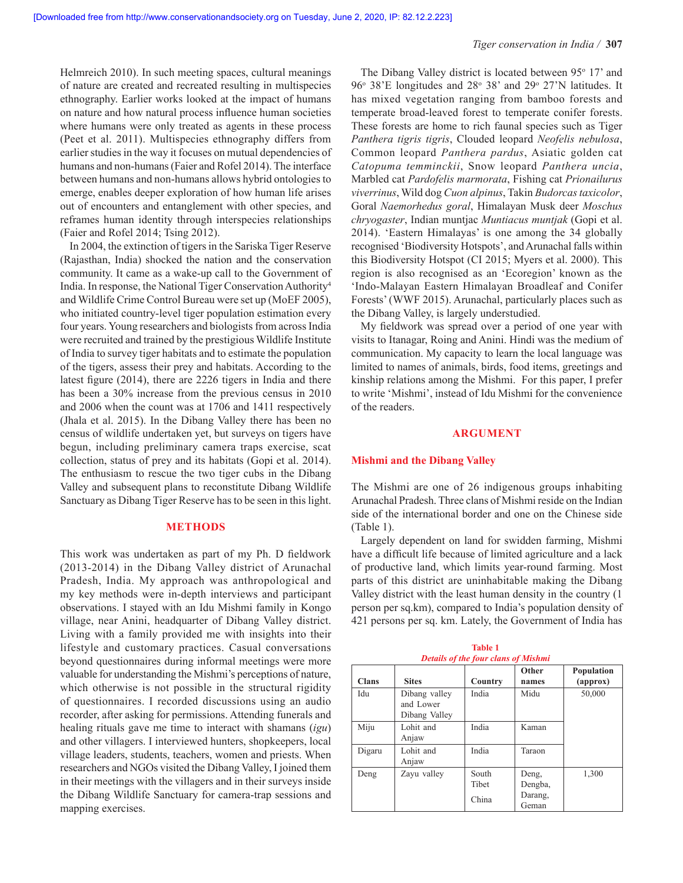Helmreich 2010). In such meeting spaces, cultural meanings of nature are created and recreated resulting in multispecies ethnography. Earlier works looked at the impact of humans on nature and how natural process influence human societies where humans were only treated as agents in these process (Peet et al. 2011). Multispecies ethnography differs from earlier studies in the way it focuses on mutual dependencies of humans and non-humans (Faier and Rofel 2014). The interface between humans and non-humans allows hybrid ontologies to emerge, enables deeper exploration of how human life arises out of encounters and entanglement with other species, and reframes human identity through interspecies relationships (Faier and Rofel 2014; Tsing 2012).

In 2004, the extinction of tigers in the Sariska Tiger Reserve (Rajasthan, India) shocked the nation and the conservation community. It came as a wake-up call to the Government of India. In response, the National Tiger Conservation Authority[4] and Wildlife Crime Control Bureau were set up (MoEF 2005), who initiated country-level tiger population estimation every four years. Young researchers and biologists from across India were recruited and trained by the prestigious Wildlife Institute of India to survey tiger habitats and to estimate the population of the tigers, assess their prey and habitats. According to the latest figure (2014), there are 2226 tigers in India and there has been a 30% increase from the previous census in 2010 and 2006 when the count was at 1706 and 1411 respectively (Jhala et al. 2015). In the Dibang Valley there has been no census of wildlife undertaken yet, but surveys on tigers have begun, including preliminary camera traps exercise, scat collection, status of prey and its habitats (Gopi et al. 2014). The enthusiasm to rescue the two tiger cubs in the Dibang Valley and subsequent plans to reconstitute Dibang Wildlife Sanctuary as Dibang Tiger Reserve has to be seen in this light.

## METHODS

This work was undertaken as part of my Ph. D fieldwork (2013-2014) in the Dibang Valley district of Arunachal Pradesh, India. My approach was anthropological and my key methods were in-depth interviews and participant observations. I stayed with an Idu Mishmi family in Kongo village, near Anini, headquarter of Dibang Valley district. Living with a family provided me with insights into their lifestyle and customary practices. Casual conversations beyond questionnaires during informal meetings were more valuable for understanding the Mishmi's perceptions of nature, which otherwise is not possible in the structural rigidity of questionnaires. I recorded discussions using an audio recorder, after asking for permissions. Attending funerals and healing rituals gave me time to interact with shamans (*igu*) and other villagers. I interviewed hunters, shopkeepers, local village leaders, students, teachers, women and priests. When researchers and NGOs visited the Dibang Valley, I joined them in their meetings with the villagers and in their surveys inside the Dibang Wildlife Sanctuary for camera-trap sessions and mapping exercises.

The Dibang Valley district is located between 95° 17' and 96° 38'E longitudes and 28° 38' and 29° 27'N latitudes. It has mixed vegetation ranging from bamboo forests and temperate broad-leaved forest to temperate conifer forests. These forests are home to rich faunal species such as Tiger *Panthera tigris tigris*, Clouded leopard *Neofelis nebulosa*, Common leopard *Panthera pardus*, Asiatic golden cat *Catopuma temminckii*, Snow leopard *Panthera uncia*, Marbled cat *Pardofelis marmorata*, Fishing cat *Prionailurus viverrinus*, Wild dog *Cuon alpinus*, Takin *Budorcas taxicolor*, Goral *Naemorhedus goral*, Himalayan Musk deer *Moschus chryogaster*, Indian muntjac *Muntiacus muntjak* (Gopi et al. 2014). 'Eastern Himalayas' is one among the 34 globally recognised 'Biodiversity Hotspots', and Arunachal falls within this Biodiversity Hotspot (CI 2015; Myers et al. 2000). This region is also recognised as an 'Ecoregion' known as the 'Indo-Malayan Eastern Himalayan Broadleaf and Conifer Forests' (WWF 2015). Arunachal, particularly places such as the Dibang Valley, is largely understudied.

My fieldwork was spread over a period of one year with visits to Itanagar, Roing and Anini. Hindi was the medium of communication. My capacity to learn the local language was limited to names of animals, birds, food items, greetings and kinship relations among the Mishmi. For this paper, I prefer to write 'Mishmi', instead of Idu Mishmi for the convenience of the readers.

## ARGUMENT

### Mishmi and the Dibang Valley

The Mishmi are one of 26 indigenous groups inhabiting Arunachal Pradesh. Three clans of Mishmi reside on the Indian side of the international border and one on the Chinese side (Table 1).

Largely dependent on land for swidden farming, Mishmi have a difficult life because of limited agriculture and a lack of productive land, which limits year-round farming. Most parts of this district are uninhabitable making the Dibang Valley district with the least human density in the country (1 person per sq.km), compared to India's population density of 421 persons per sq. km. Lately, the Government of India has

**Table 1**
*Details of the four clans of Mishmi*

| Clans | Sites | Country | Other names | Population (approx) |
|---|---|---|---|---|
| Idu | Dibang valley and Lower Dibang Valley | India | Midu | 50,000 |
| Miju | Lohit and Anjaw | India | Kaman | |
| Digaru | Lohit and Anjaw | India | Taraon | |
| Deng | Zayu valley | South Tibet China | Deng, Dengba, Darang, Geman | 1,300 |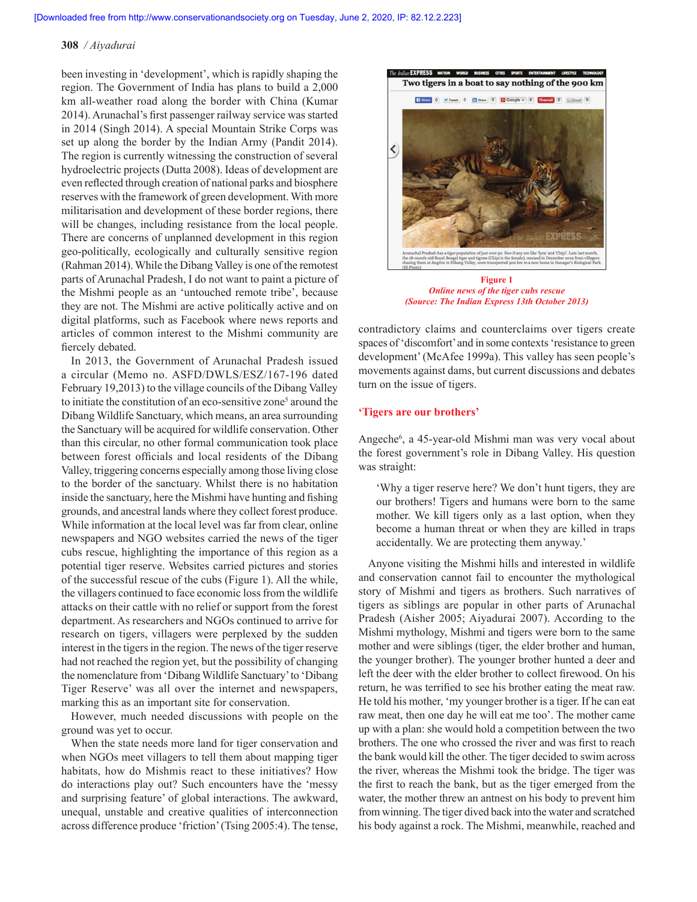been investing in 'development', which is rapidly shaping the region. The Government of India has plans to build a 2,000 km all-weather road along the border with China (Kumar 2014). Arunachal's first passenger railway service was started in 2014 (Singh 2014). A special Mountain Strike Corps was set up along the border by the Indian Army (Pandit 2014). The region is currently witnessing the construction of several hydroelectric projects (Dutta 2008). Ideas of development are even reflected through creation of national parks and biosphere reserves with the framework of green development. With more militarisation and development of these border regions, there will be changes, including resistance from the local people. There are concerns of unplanned development in this region geo-politically, ecologically and culturally sensitive region (Rahman 2014). While the Dibang Valley is one of the remotest parts of Arunachal Pradesh, I do not want to paint a picture of the Mishmi people as an 'untouched remote tribe', because they are not. The Mishmi are active politically active and on digital platforms, such as Facebook where news reports and articles of common interest to the Mishmi community are fiercely debated.

In 2013, the Government of Arunachal Pradesh issued a circular (Memo no. ASFD/DWLS/ESZ/167-196 dated February 19,2013) to the village councils of the Dibang Valley to initiate the constitution of an eco-sensitive zone[5] around the Dibang Wildlife Sanctuary, which means, an area surrounding the Sanctuary will be acquired for wildlife conservation. Other than this circular, no other formal communication took place between forest officials and local residents of the Dibang Valley, triggering concerns especially among those living close to the border of the sanctuary. Whilst there is no habitation inside the sanctuary, here the Mishmi have hunting and fishing grounds, and ancestral lands where they collect forest produce. While information at the local level was far from clear, online newspapers and NGO websites carried the news of the tiger cubs rescue, highlighting the importance of this region as a potential tiger reserve. Websites carried pictures and stories of the successful rescue of the cubs (Figure 1). All the while, the villagers continued to face economic loss from the wildlife attacks on their cattle with no relief or support from the forest department. As researchers and NGOs continued to arrive for research on tigers, villagers were perplexed by the sudden interest in the tigers in the region. The news of the tiger reserve had not reached the region yet, but the possibility of changing the nomenclature from 'Dibang Wildlife Sanctuary' to 'Dibang Tiger Reserve' was all over the internet and newspapers, marking this as an important site for conservation.

However, much needed discussions with people on the ground was yet to occur.

When the state needs more land for tiger conservation and when NGOs meet villagers to tell them about mapping tiger habitats, how do Mishmis react to these initiatives? How do interactions play out? Such encounters have the 'messy and surprising feature' of global interactions. The awkward, unequal, unstable and creative qualities of interconnection across difference produce 'friction' (Tsing 2005:4). The tense, contradictory claims and counterclaims over tigers create spaces of 'discomfort' and in some contexts 'resistance to green development' (McAfee 1999a). This valley has seen people's movements against dams, but current discussions and debates turn on the issue of tigers.

The Indian EXPRESS

Two tigers in a boat to say nothing of the 900 km

Arunachal Pradesh has a tiger population of just over 50. Few if any are like 'Ipra' and 'Chipi'. Late last month, the 18-month-old Royal Bengal tiger and tigress (Chipi is the female), rescued in December 2012 from villagers chasing them at Angrim in Dibang Valley, were transported 900 km to a new home in Itanagar's Biological Park. (IE Photo)

**Figure 1**
*Online news of the tiger cubs rescue*
*(Source: The Indian Express 13th October 2013)*

## 'Tigers are our brothers'

Angeche[6], a 45-year-old Mishmi man was very vocal about the forest government's role in Dibang Valley. His question was straight:

> 'Why a tiger reserve here? We don't hunt tigers, they are our brothers! Tigers and humans were born to the same mother. We kill tigers only as a last option, when they become a human threat or when they are killed in traps accidentally. We are protecting them anyway.'

Anyone visiting the Mishmi hills and interested in wildlife and conservation cannot fail to encounter the mythological story of Mishmi and tigers as brothers. Such narratives of tigers as siblings are popular in other parts of Arunachal Pradesh (Aisher 2005; Aiyadurai 2007). According to the Mishmi mythology, Mishmi and tigers were born to the same mother and were siblings (tiger, the elder brother and human, the younger brother). The younger brother hunted a deer and left the deer with the elder brother to collect firewood. On his return, he was terrified to see his brother eating the meat raw. He told his mother, 'my younger brother is a tiger. If he can eat raw meat, then one day he will eat me too'. The mother came up with a plan: she would hold a competition between the two brothers. The one who crossed the river and was first to reach the bank would kill the other. The tiger decided to swim across the river, whereas the Mishmi took the bridge. The tiger was the first to reach the bank, but as the tiger emerged from the water, the mother threw an antnest on his body to prevent him from winning. The tiger dived back into the water and scratched his body against a rock. The Mishmi, meanwhile, reached and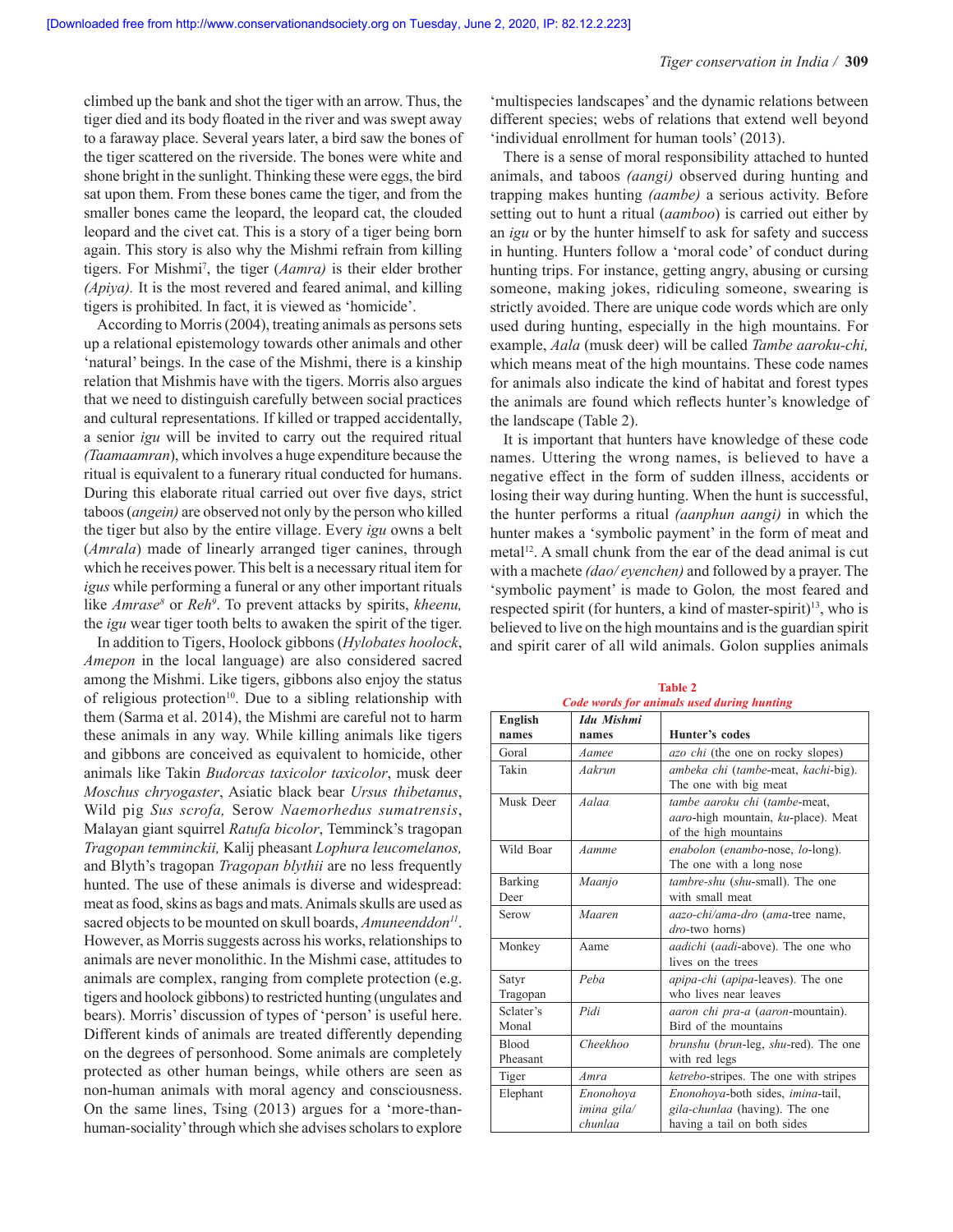climbed up the bank and shot the tiger with an arrow. Thus, the tiger died and its body floated in the river and was swept away to a faraway place. Several years later, a bird saw the bones of the tiger scattered on the riverside. The bones were white and shone bright in the sunlight. Thinking these were eggs, the bird sat upon them. From these bones came the tiger, and from the smaller bones came the leopard, the clouded leopard and the civet cat. This is a story of a tiger being born again. This story is also why the Mishmi refrain from killing tigers. For Mishmi[7], the tiger (*Aamra)* is their elder brother *(Apiya).* It is the most revered and feared animal, and killing tigers is prohibited. In fact, it is viewed as 'homicide'.

According to Morris (2004), treating animals as persons sets up a relational epistemology towards other animals and other 'natural' beings. In the case of the Mishmi, there is a kinship relation that Mishmis have with the tigers. Morris also argues that we need to distinguish carefully between social practices and cultural representations. If killed or trapped accidentally, a senior *igu* will be invited to carry out the required ritual *(Taamaamran*), which involves a huge expenditure because the ritual is equivalent to a funerary ritual conducted for humans. During this elaborate ritual carried out over five days, strict taboos (*angein)* are observed not only by the person who killed the tiger but also by the entire village. Every *igu* owns a belt (*Amrala*) made of linearly arranged tiger canines, through which he receives power. This belt is a necessary ritual item for *igus* while performing a funeral or any other important rituals like *Amrase*[8] or *Reh*[9]. To prevent attacks by spirits, *kheenu,* the *igu* wear tiger tooth belts to awaken the spirit of the tiger.

In addition to Tigers, Hoolock gibbons (*Hylobates hoolock*, *Amepon* in the local language) are also considered sacred among the Mishmi. Like tigers, gibbons also enjoy the status of religious protection[10]. Due to a sibling relationship with them (Sarma et al. 2014), the Mishmi are careful not to harm these animals in any way. While killing animals like tigers and gibbons are conceived as equivalent to homicide, other animals like Takin *Budorcas taxicolor taxicolor*, musk deer *Moschus chryogaster*, Asiatic black bear *Ursus thibetanus*, Wild pig *Sus scrofa,* Serow *Naemorhedus sumatrensis*, Malayan giant squirrel *Ratufa bicolor*, Temminck's tragopan *Tragopan temminckii,* Kalij pheasant *Lophura leucomelanos,* and Blyth's tragopan *Tragopan blythii* are no less frequently hunted. The use of these animals is diverse and widespread: meat as food, skins as bags and mats. Animals skulls are used as sacred objects to be mounted on skull boards, *Amuneenddon*[11]. However, as Morris suggests across his works, relationships to animals are never monolithic. In the Mishmi case, attitudes to animals are complex, ranging from complete protection (e.g. tigers and hoolock gibbons) to restricted hunting (ungulates and bears). Morris' discussion of types of 'person' is useful here. Different kinds of animals are treated differently depending on the degrees of personhood. Some animals are completely protected as other human beings, while others are seen as non-human animals with moral agency and consciousness. On the same lines, Tsing (2013) argues for a 'more-than-human-sociality' through which she advises scholars to explore 'multispecies landscapes' and the dynamic relations between different species; webs of relations that extend well beyond 'individual enrollment for human tools' (2013).

There is a sense of moral responsibility attached to hunted animals, and taboos *(aangi)* observed during hunting and trapping makes hunting *(aambe)* a serious activity. Before setting out to hunt a ritual (*aamboo*) is carried out either by an *igu* or by the hunter himself to ask for safety and success in hunting. Hunters follow a 'moral code' of conduct during hunting trips. For instance, getting angry, abusing or cursing someone, making jokes, ridiculing someone, swearing is strictly avoided. There are unique code words which are only used during hunting, especially in the high mountains. For example, *Aala* (musk deer) will be called *Tambe aaroku-chi,* which means meat of the high mountains. These code names for animals also indicate the kind of habitat and forest types the animals are found which reflects hunter's knowledge of the landscape (Table 2).

It is important that hunters have knowledge of these code names. Uttering the wrong names, is believed to have a negative effect in the form of sudden illness, accidents or losing their way during hunting. When the hunt is successful, the hunter performs a ritual *(aanphun aangi)* in which the hunter makes a 'symbolic payment' in the form of meat and metal[12]. A small chunk from the ear of the dead animal is cut with a machete *(dao/ eyenchen)* and followed by a prayer. The 'symbolic payment' is made to Golon*,* the most feared and respected spirit (for hunters, a kind of master-spirit)[13], who is believed to live on the high mountains and is the guardian spirit and spirit carer of all wild animals. Golon supplies animals

**Table 2**
*Code words for animals used during hunting*

| English names | *Idu Mishmi names* | Hunter's codes |
|---|---|---|
| Goral | *Aamee* | *azo chi* (the one on rocky slopes) |
| Takin | *Aakrun* | *ambeka chi* (*tambe*-meat, *kachi*-big). The one with big meat |
| Musk Deer | *Aalaa* | *tambe aaroku chi* (*tambe*-meat, *aaro*-high mountain, *ku*-place). Meat of the high mountains |
| Wild Boar | *Aamme* | *enabolon* (*enambo*-nose, *lo*-long). The one with a long nose |
| Barking Deer | *Maanjo* | *tambre-shu* (*shu*-small). The one with small meat |
| Serow | *Maaren* | *aazo-chi/ama-dro* (*ama*-tree name, *dro*-two horns) |
| Monkey | Aame | *aadichi* (*aadi*-above). The one who lives on the trees |
| Satyr Tragopan | *Peba* | *apipa-chi* (*apipa*-leaves). The one who lives near leaves |
| Sclater's Monal | *Pidi* | *aaron chi pra-a* (*aaron*-mountain). Bird of the mountains |
| Blood Pheasant | *Cheekhoo* | *brunshu* (*brun*-leg, *shu*-red). The one with red legs |
| Tiger | *Amra* | *ketrebo*-stripes. The one with stripes |
| Elephant | *Enonohoya imina gila/ chunlaa* | *Enonohoya*-both sides, *imina*-tail, *gila-chunlaa* (having). The one having a tail on both sides |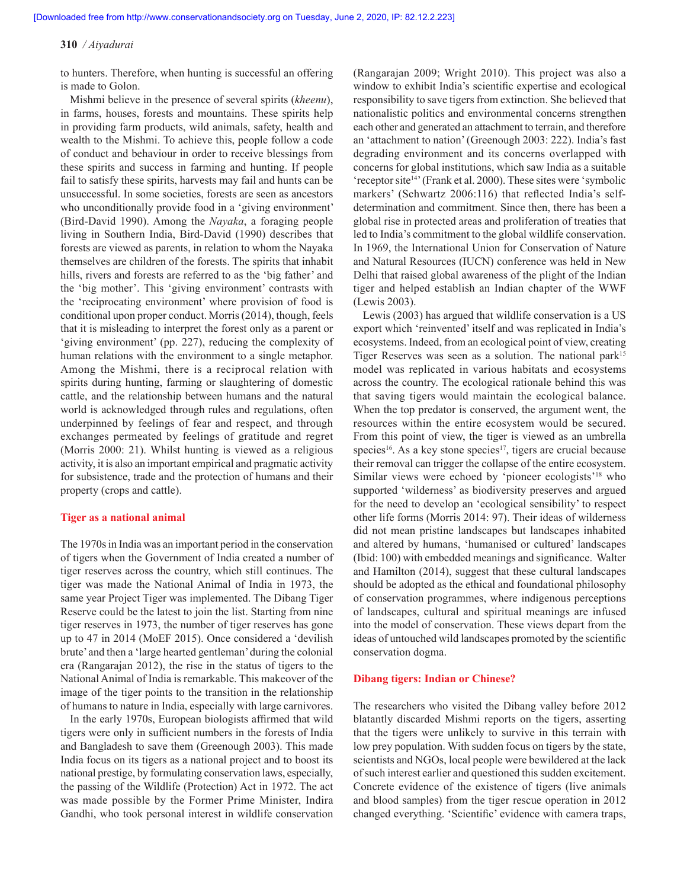to hunters. Therefore, when hunting is successful an offering is made to Golon.

Mishmi believe in the presence of several spirits (*kheenu*), in farms, houses, forests and mountains. These spirits help in providing farm products, wild animals, safety, health and wealth to the Mishmi. To achieve this, people follow a code of conduct and behaviour in order to receive blessings from these spirits and success in farming and hunting. If people fail to satisfy these spirits, harvests may fail and hunts can be unsuccessful. In some societies, forests are seen as ancestors who unconditionally provide food in a 'giving environment' (Bird-David 1990). Among the *Nayaka*, a foraging people living in Southern India, Bird-David (1990) describes that forests are viewed as parents, in relation to whom the Nayaka themselves are children of the forests. The spirits that inhabit hills, rivers and forests are referred to as the 'big father' and the 'big mother'. This 'giving environment' contrasts with the 'reciprocating environment' where provision of food is conditional upon proper conduct. Morris (2014), though, feels that it is misleading to interpret the forest only as a parent or 'giving environment' (pp. 227), reducing the complexity of human relations with the environment to a single metaphor. Among the Mishmi, there is a reciprocal relation with spirits during hunting, farming or slaughtering of domestic cattle, and the relationship between humans and the natural world is acknowledged through rules and regulations, often underpinned by feelings of fear and respect, and through exchanges permeated by feelings of gratitude and regret (Morris 2000: 21). Whilst hunting is viewed as a religious activity, it is also an important empirical and pragmatic activity for subsistence, trade and the protection of humans and their property (crops and cattle).

## Tiger as a national animal

The 1970s in India was an important period in the conservation of tigers when the Government of India created a number of tiger reserves across the country, which still continues. The tiger was made the National Animal of India in 1973, the same year Project Tiger was implemented. The Dibang Tiger Reserve could be the latest to join the list. Starting from nine tiger reserves in 1973, the number of tiger reserves has gone up to 47 in 2014 (MoEF 2015). Once considered a 'devilish brute' and then a 'large hearted gentleman' during the colonial era (Rangarajan 2012), the rise in the status of tigers to the National Animal of India is remarkable. This makeover of the image of the tiger points to the transition in the relationship of humans to nature in India, especially with large carnivores.

In the early 1970s, European biologists affirmed that wild tigers were only in sufficient numbers in the forests of India and Bangladesh to save them (Greenough 2003). This made India focus on its tigers as a national project and to boost its national prestige, by formulating conservation laws, especially, the passing of the Wildlife (Protection) Act in 1972. The act was made possible by the Former Prime Minister, Indira Gandhi, who took personal interest in wildlife conservation (Rangarajan 2009; Wright 2010). This project was also a window to exhibit India's scientific expertise and ecological responsibility to save tigers from extinction. She believed that nationalistic politics and environmental concerns strengthen each other and generated an attachment to terrain, and therefore an 'attachment to nation' (Greenough 2003: 222). India's fast degrading environment and its concerns overlapped with concerns for global institutions, which saw India as a suitable 'receptor site[14]' (Frank et al. 2000). These sites were 'symbolic markers' (Schwartz 2006:116) that reflected India's self-determination and commitment. Since then, there has been a global rise in protected areas and proliferation of treaties that led to India's commitment to the global wildlife conservation. In 1969, the International Union for Conservation of Nature and Natural Resources (IUCN) conference was held in New Delhi that raised global awareness of the plight of the Indian tiger and helped establish an Indian chapter of the WWF (Lewis 2003).

Lewis (2003) has argued that wildlife conservation is a US export which 'reinvented' itself and was replicated in India's ecosystems. Indeed, from an ecological point of view, creating Tiger Reserves was seen as a solution. The national park[15] model was replicated in various habitats and ecosystems across the country. The ecological rationale behind this was that saving tigers would maintain the ecological balance. When the top predator is conserved, the argument went, the resources within the entire ecosystem would be secured. From this point of view, the tiger is viewed as an umbrella species[16]. As a key stone species[17], tigers are crucial because their removal can trigger the collapse of the entire ecosystem. Similar views were echoed by 'pioneer ecologists'[18] who supported 'wilderness' as biodiversity preserves and argued for the need to develop an 'ecological sensibility' to respect other life forms (Morris 2014: 97). Their ideas of wilderness did not mean pristine landscapes but landscapes inhabited and altered by humans, 'humanised or cultured' landscapes (Ibid: 100) with embedded meanings and significance. Walter and Hamilton (2014), suggest that these cultural landscapes should be adopted as the ethical and foundational philosophy of conservation programmes, where indigenous perceptions of landscapes, cultural and spiritual meanings are infused into the model of conservation. These views depart from the ideas of untouched wild landscapes promoted by the scientific conservation dogma.

## Dibang tigers: Indian or Chinese?

The researchers who visited the Dibang valley before 2012 blatantly discarded Mishmi reports on the tigers, asserting that the tigers were unlikely to survive in this terrain with low prey population. With sudden focus on tigers by the state, scientists and NGOs, local people were bewildered at the lack of such interest earlier and questioned this sudden excitement. Concrete evidence of the existence of tigers (live animals and blood samples) from the tiger rescue operation in 2012 changed everything. 'Scientific' evidence with camera traps,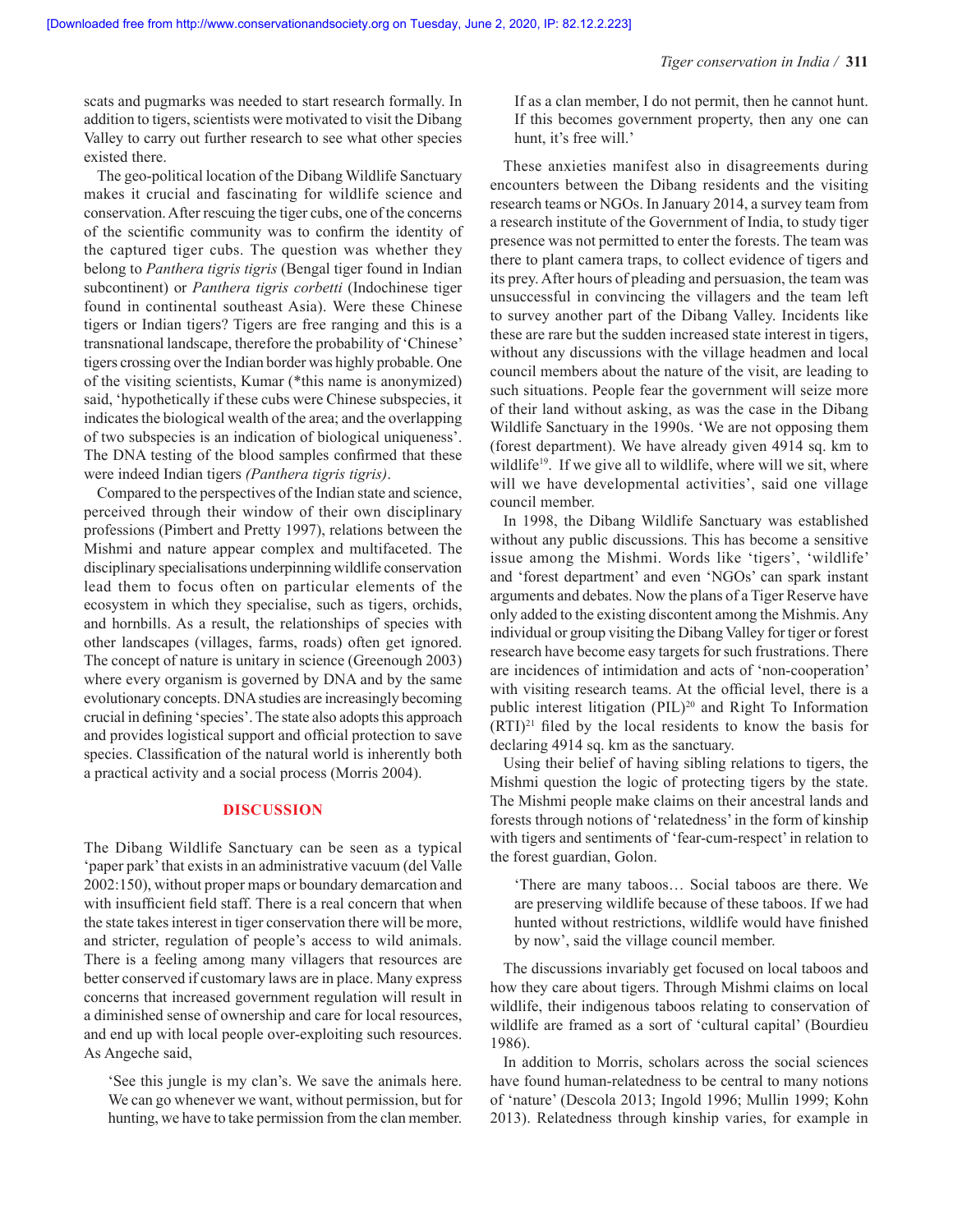scats and pugmarks was needed to start research formally. In addition to tigers, scientists were motivated to visit the Dibang Valley to carry out further research to see what other species existed there.

The geo-political location of the Dibang Wildlife Sanctuary makes it crucial and fascinating for wildlife science and conservation. After rescuing the tiger cubs, one of the concerns of the scientific community was to confirm the identity of the captured tiger cubs. The question was whether they belong to *Panthera tigris tigris* (Bengal tiger found in Indian subcontinent) or *Panthera tigris corbetti* (Indochinese tiger found in continental southeast Asia). Were these Chinese tigers or Indian tigers? Tigers are free ranging and this is a transnational landscape, therefore the probability of 'Chinese' tigers crossing over the Indian border was highly probable. One of the visiting scientists, Kumar (*this name is anonymized) said, 'hypothetically if these cubs were Chinese subspecies, it indicates the biological wealth of the area; and the overlapping of two subspecies is an indication of biological uniqueness'. The DNA testing of the blood samples confirmed that these were indeed Indian tigers *(Panthera tigris tigris)*.

Compared to the perspectives of the Indian state and science, perceived through their window of their own disciplinary professions (Pimbert and Pretty 1997), relations between the Mishmi and nature appear complex and multifaceted. The disciplinary specialisations underpinning wildlife conservation lead them to focus often on particular elements of the ecosystem in which they specialise, such as tigers, orchids, and hornbills. As a result, the relationships of species with other landscapes (villages, farms, roads) often get ignored. The concept of nature is unitary in science (Greenough 2003) where every organism is governed by DNA and by the same evolutionary concepts. DNA studies are increasingly becoming crucial in defining 'species'. The state also adopts this approach and provides logistical support and official protection to save species. Classification of the natural world is inherently both a practical activity and a social process (Morris 2004).

## DISCUSSION

The Dibang Wildlife Sanctuary can be seen as a typical 'paper park' that exists in an administrative vacuum (del Valle 2002:150), without proper maps or boundary demarcation and with insufficient field staff. There is a real concern that when the state takes interest in tiger conservation there will be more, and stricter, regulation of people's access to wild animals. There is a feeling among many villagers that resources are better conserved if customary laws are in place. Many express concerns that increased government regulation will result in a diminished sense of ownership and care for local resources, and end up with local people over-exploiting such resources. As Angeche said,

> 'See this jungle is my clan's. We save the animals here. We can go whenever we want, without permission, but for hunting, we have to take permission from the clan member. If as a clan member, I do not permit, then he cannot hunt. If this becomes government property, then any one can hunt, it's free will.'

These anxieties manifest also in disagreements during encounters between the Dibang residents and the visiting research teams or NGOs. In January 2014, a survey team from a research institute of the Government of India, to study tiger presence was not permitted to enter the forests. The team was there to plant camera traps, to collect evidence of tigers and its prey. After hours of pleading and persuasion, the team was unsuccessful in convincing the villagers and the team left to survey another part of the Dibang Valley. Incidents like these are rare but the sudden increased state interest in tigers, without any discussions with the village headmen and local council members about the nature of the visit, are leading to such situations. People fear the government will seize more of their land without asking, as was the case in the Dibang Wildlife Sanctuary in the 1990s. 'We are not opposing them (forest department). We have already given 4914 sq. km to wildlife[19]. If we give all to wildlife, where will we sit, where will we have developmental activities', said one village council member.

In 1998, the Dibang Wildlife Sanctuary was established without any public discussions. This has become a sensitive issue among the Mishmi. Words like 'tigers', 'wildlife' and 'forest department' and even 'NGOs' can spark instant arguments and debates. Now the plans of a Tiger Reserve have only added to the existing discontent among the Mishmis. Any individual or group visiting the Dibang Valley for tiger or forest research have become easy targets for such frustrations. There are incidences of intimidation and acts of 'non-cooperation' with visiting research teams. At the official level, there is a public interest litigation (PIL)[20] and Right To Information (RTI)[21] filed by the local residents to know the basis for declaring 4914 sq. km as the sanctuary.

Using their belief of having sibling relations to tigers, the Mishmi question the logic of protecting tigers by the state. The Mishmi people make claims on their ancestral lands and forests through notions of 'relatedness' in the form of kinship with tigers and sentiments of 'fear-cum-respect' in relation to the forest guardian, Golon.

> 'There are many taboos… Social taboos are there. We are preserving wildlife because of these taboos. If we had hunted without restrictions, wildlife would have finished by now', said the village council member.

The discussions invariably get focused on local taboos and how they care about tigers. Through Mishmi claims on local wildlife, their indigenous taboos relating to conservation of wildlife are framed as a sort of 'cultural capital' (Bourdieu 1986).

In addition to Morris, scholars across the social sciences have found human-relatedness to be central to many notions of 'nature' (Descola 2013; Ingold 1996; Mullin 1999; Kohn 2013). Relatedness through kinship varies, for example in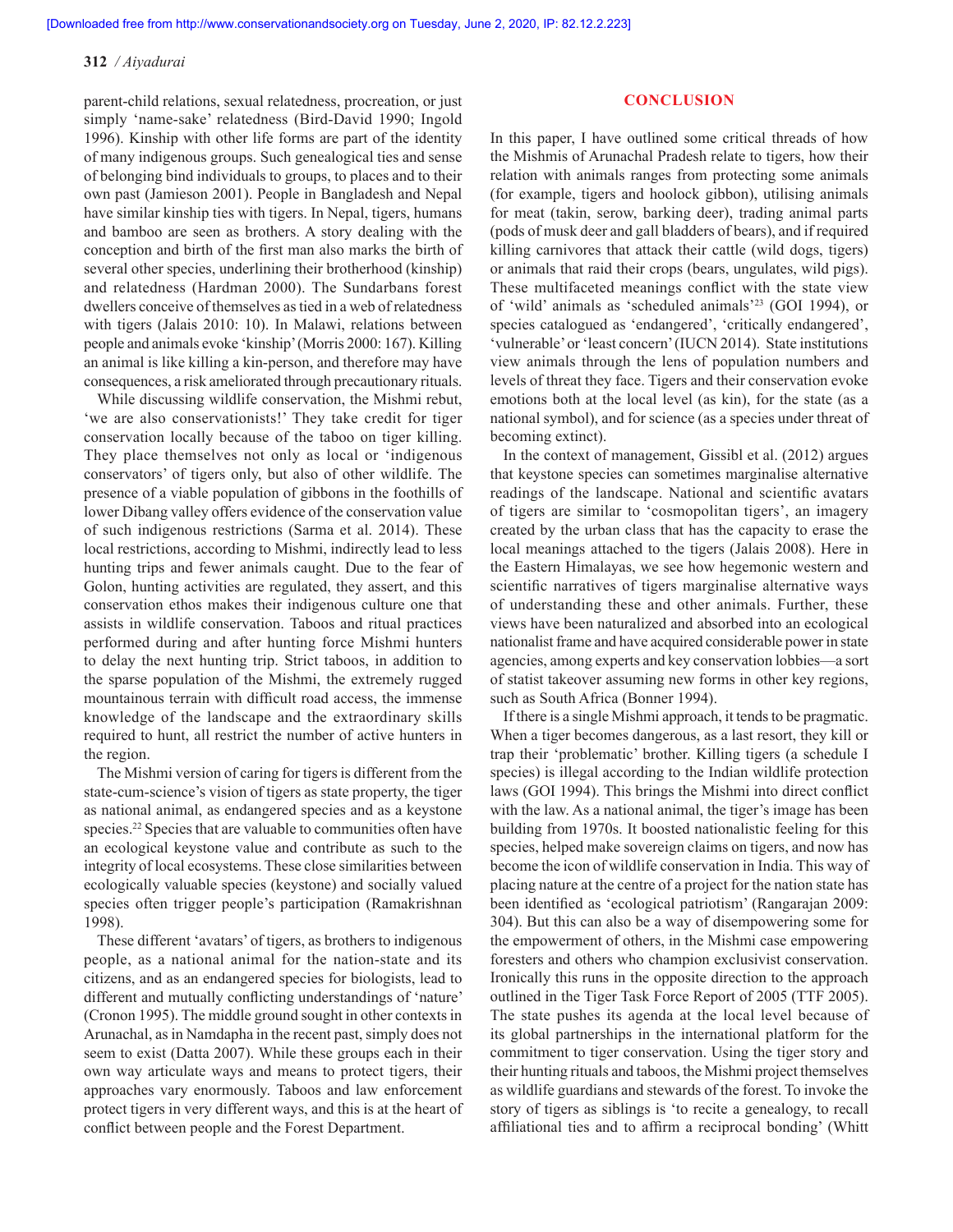parent-child relations, sexual relatedness, procreation, or just simply 'name-sake' relatedness (Bird-David 1990; Ingold 1996). Kinship with other life forms are part of the identity of many indigenous groups. Such genealogical ties and sense of belonging bind individuals to groups, to places and to their own past (Jamieson 2001). People in Bangladesh and Nepal have similar kinship ties with tigers. In Nepal, tigers, humans and bamboo are seen as brothers. A story dealing with the conception and birth of the first man also marks the birth of several other species, underlining their brotherhood (kinship) and relatedness (Hardman 2000). The Sundarbans forest dwellers conceive of themselves as tied in a web of relatedness with tigers (Jalais 2010: 10). In Malawi, relations between people and animals evoke 'kinship' (Morris 2000: 167). Killing an animal is like killing a kin-person, and therefore may have consequences, a risk ameliorated through precautionary rituals.

While discussing wildlife conservation, the Mishmi rebut, 'we are also conservationists!' They take credit for tiger conservation locally because of the taboo on tiger killing. They place themselves not only as local or 'indigenous conservators' of tigers only, but also of other wildlife. The presence of a viable population of gibbons in the foothills of lower Dibang valley offers evidence of the conservation value of such indigenous restrictions (Sarma et al. 2014). These local restrictions, according to Mishmi, indirectly lead to less hunting trips and fewer animals caught. Due to the fear of Golon, hunting activities are regulated, they assert, and this conservation ethos makes their indigenous culture one that assists in wildlife conservation. Taboos and ritual practices performed during and after hunting force Mishmi hunters to delay the next hunting trip. Strict taboos, in addition to the sparse population of the Mishmi, the extremely rugged mountainous terrain with difficult road access, the immense knowledge of the landscape and the extraordinary skills required to hunt, all restrict the number of active hunters in the region.

The Mishmi version of caring for tigers is different from the state-cum-science's vision of tigers as state property, the tiger as national animal, as endangered species and as a keystone species.[22] Species that are valuable to communities often have an ecological keystone value and contribute as such to the integrity of local ecosystems. These close similarities between ecologically valuable species (keystone) and socially valued species often trigger people's participation (Ramakrishnan 1998).

These different 'avatars' of tigers, as brothers to indigenous people, as a national animal for the nation-state and its citizens, and as an endangered species for biologists, lead to different and mutually conflicting understandings of 'nature' (Cronon 1995). The middle ground sought in other contexts in Arunachal, as in Namdapha in the recent past, simply does not seem to exist (Datta 2007). While these groups each in their own way articulate ways and means to protect tigers, their approaches vary enormously. Taboos and law enforcement protect tigers in very different ways, and this is at the heart of conflict between people and the Forest Department.

## CONCLUSION

In this paper, I have outlined some critical threads of how the Mishmis of Arunachal Pradesh relate to tigers, how their relation with animals ranges from protecting some animals (for example, tigers and hoolock gibbon), utilising animals for meat (takin, serow, barking deer), trading animal parts (pods of musk deer and gall bladders of bears), and if required killing carnivores that attack their cattle (wild dogs, tigers) or animals that raid their crops (bears, ungulates, wild pigs). These multifaceted meanings conflict with the state view of 'wild' animals as 'scheduled animals'[23] (GOI 1994), or species catalogued as 'endangered', 'critically endangered', 'vulnerable' or 'least concern' (IUCN 2014). State institutions view animals through the lens of population numbers and levels of threat they face. Tigers and their conservation evoke emotions both at the local level (as kin), for the state (as a national symbol), and for science (as a species under threat of becoming extinct).

In the context of management, Gissibl et al. (2012) argues that keystone species can sometimes marginalise alternative readings of the landscape. National and scientific avatars of tigers are similar to 'cosmopolitan tigers', an imagery created by the urban class that has the capacity to erase the local meanings attached to the tigers (Jalais 2008). Here in the Eastern Himalayas, we see how hegemonic western and scientific narratives of tigers marginalise alternative ways of understanding these and other animals. Further, these views have been naturalized and absorbed into an ecological nationalist frame and have acquired considerable power in state agencies, among experts and key conservation lobbies—a sort of statist takeover assuming new forms in other key regions, such as South Africa (Bonner 1994).

If there is a single Mishmi approach, it tends to be pragmatic. When a tiger becomes dangerous, as a last resort, they kill or trap their 'problematic' brother. Killing tigers (a schedule I species) is illegal according to the Indian wildlife protection laws (GOI 1994). This brings the Mishmi into direct conflict with the law. As a national animal, the tiger's image has been building from 1970s. It boosted nationalistic feeling for this species, helped make sovereign claims on tigers, and now has become the icon of wildlife conservation in India. This way of placing nature at the centre of a project for the nation state has been identified as 'ecological patriotism' (Rangarajan 2009: 304). But this can also be a way of disempowering some for the empowerment of others, in the Mishmi case empowering foresters and others who champion exclusivist conservation. Ironically this runs in the opposite direction to the approach outlined in the Tiger Task Force Report of 2005 (TTF 2005). The state pushes its agenda at the local level because of its global partnerships in the international platform for the commitment to tiger conservation. Using the tiger story and their hunting rituals and taboos, the Mishmi project themselves as wildlife guardians and stewards of the forest. To invoke the story of tigers as siblings is 'to recite a genealogy, to recall affiliational ties and to affirm a reciprocal bonding' (Whitt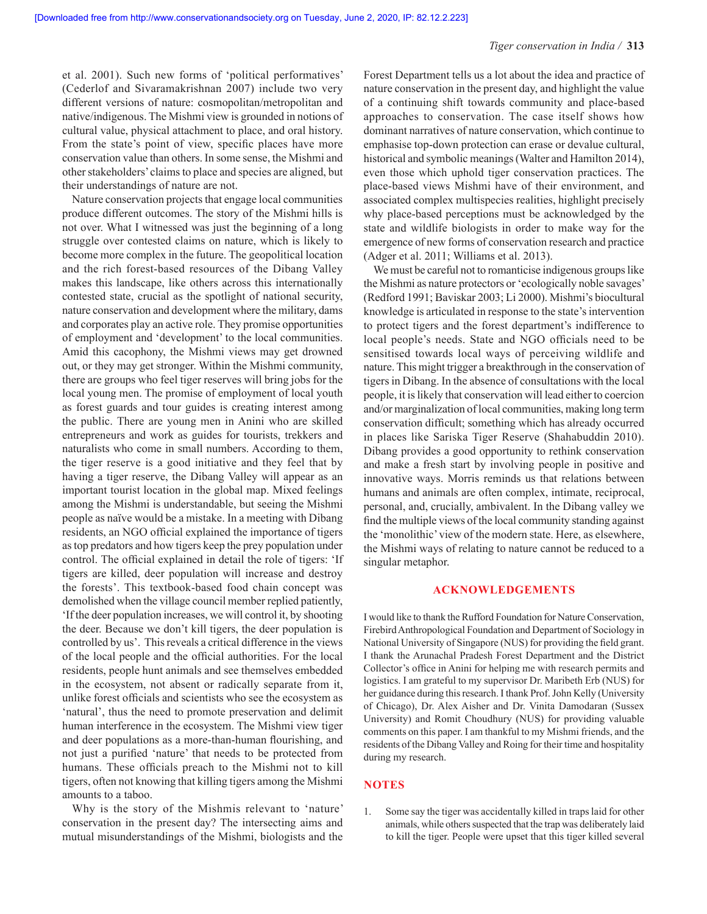et al. 2001). Such new forms of 'political performatives' (Cederlof and Sivaramakrishnan 2007) include two very different versions of nature: cosmopolitan/metropolitan and native/indigenous. The Mishmi view is grounded in notions of cultural value, physical attachment to place, and oral history. From the state's point of view, specific places have more conservation value than others. In some sense, the Mishmi and other stakeholders' claims to place and species are aligned, but their understandings of nature are not.

Nature conservation projects that engage local communities produce different outcomes. The story of the Mishmi hills is not over. What I witnessed was just the beginning of a long struggle over contested claims on nature, which is likely to become more complex in the future. The geopolitical location and the rich forest-based resources of the Dibang Valley makes this landscape, like others across this internationally contested state, crucial as the spotlight of national security, nature conservation and development where the military, dams and corporates play an active role. They promise opportunities of employment and 'development' to the local communities. Amid this cacophony, the Mishmi views may get drowned out, or they may get stronger. Within the Mishmi community, there are groups who feel tiger reserves will bring jobs for the local young men. The promise of employment of local youth as forest guards and tour guides is creating interest among the public. There are young men in Anini who are skilled entrepreneurs and work as guides for tourists, trekkers and naturalists who come in small numbers. According to them, the tiger reserve is a good initiative and they feel that by having a tiger reserve, the Dibang Valley will appear as an important tourist location in the global map. Mixed feelings among the Mishmi is understandable, but seeing the Mishmi people as naïve would be a mistake. In a meeting with Dibang residents, an NGO official explained the importance of tigers as top predators and how tigers keep the prey population under control. The official explained in detail the role of tigers: 'If tigers are killed, deer population will increase and destroy the forests'. This textbook-based food chain concept was demolished when the village council member replied patiently, 'If the deer population increases, we will control it, by shooting the deer. Because we don't kill tigers, the deer population is controlled by us'. This reveals a critical difference in the views of the local people and the official authorities. For the local residents, people hunt animals and see themselves embedded in the ecosystem, not absent or radically separate from it, unlike forest officials and scientists who see the ecosystem as 'natural', thus the need to promote preservation and delimit human interference in the ecosystem. The Mishmi view tiger and deer populations as a more-than-human flourishing, and not just a purified 'nature' that needs to be protected from humans. These officials preach to the Mishmi not to kill tigers, often not knowing that killing tigers among the Mishmi amounts to a taboo.

Why is the story of the Mishmis relevant to 'nature' conservation in the present day? The intersecting aims and mutual misunderstandings of the Mishmi, biologists and the Forest Department tells us a lot about the idea and practice of nature conservation in the present day, and highlight the value of a continuing shift towards community and place-based approaches to conservation. The case itself shows how dominant narratives of nature conservation, which continue to emphasise top-down protection can erase or devalue cultural, historical and symbolic meanings (Walter and Hamilton 2014), even those which uphold tiger conservation practices. The place-based views Mishmi have of their environment, and associated complex multispecies realities, highlight precisely why place-based perceptions must be acknowledged by the state and wildlife biologists in order to make way for the emergence of new forms of conservation research and practice (Adger et al. 2011; Williams et al. 2013).

We must be careful not to romanticise indigenous groups like the Mishmi as nature protectors or 'ecologically noble savages' (Redford 1991; Baviskar 2003; Li 2000). Mishmi's biocultural knowledge is articulated in response to the state's intervention to protect tigers and the forest department's indifference to local people's needs. State and NGO officials need to be sensitised towards local ways of perceiving wildlife and nature. This might trigger a breakthrough in the conservation of tigers in Dibang. In the absence of consultations with the local people, it is likely that conservation will lead either to coercion and/or marginalization of local communities, making long term conservation difficult; something which has already occurred in places like Sariska Tiger Reserve (Shahabuddin 2010). Dibang provides a good opportunity to rethink conservation and make a fresh start by involving people in positive and innovative ways. Morris reminds us that relations between humans and animals are often complex, intimate, reciprocal, personal, and, crucially, ambivalent. In the Dibang valley we find the multiple views of the local community standing against the 'monolithic' view of the modern state. Here, as elsewhere, the Mishmi ways of relating to nature cannot be reduced to a singular metaphor.

## ACKNOWLEDGEMENTS

I would like to thank the Rufford Foundation for Nature Conservation, Firebird Anthropological Foundation and Department of Sociology in National University of Singapore (NUS) for providing the field grant. I thank the Arunachal Pradesh Forest Department and the District Collector's office in Anini for helping me with research permits and logistics. I am grateful to my supervisor Dr. Maribeth Erb (NUS) for her guidance during this research. I thank Prof. John Kelly (University of Chicago), Dr. Alex Aisher and Dr. Vinita Damodaran (Sussex University) and Romit Choudhury (NUS) for providing valuable comments on this paper. I am thankful to my Mishmi friends, and the residents of the Dibang Valley and Roing for their time and hospitality during my research.

## NOTES

1. Some say the tiger was accidentally killed in traps laid for other animals, while others suspected that the trap was deliberately laid to kill the tiger. People were upset that this tiger killed several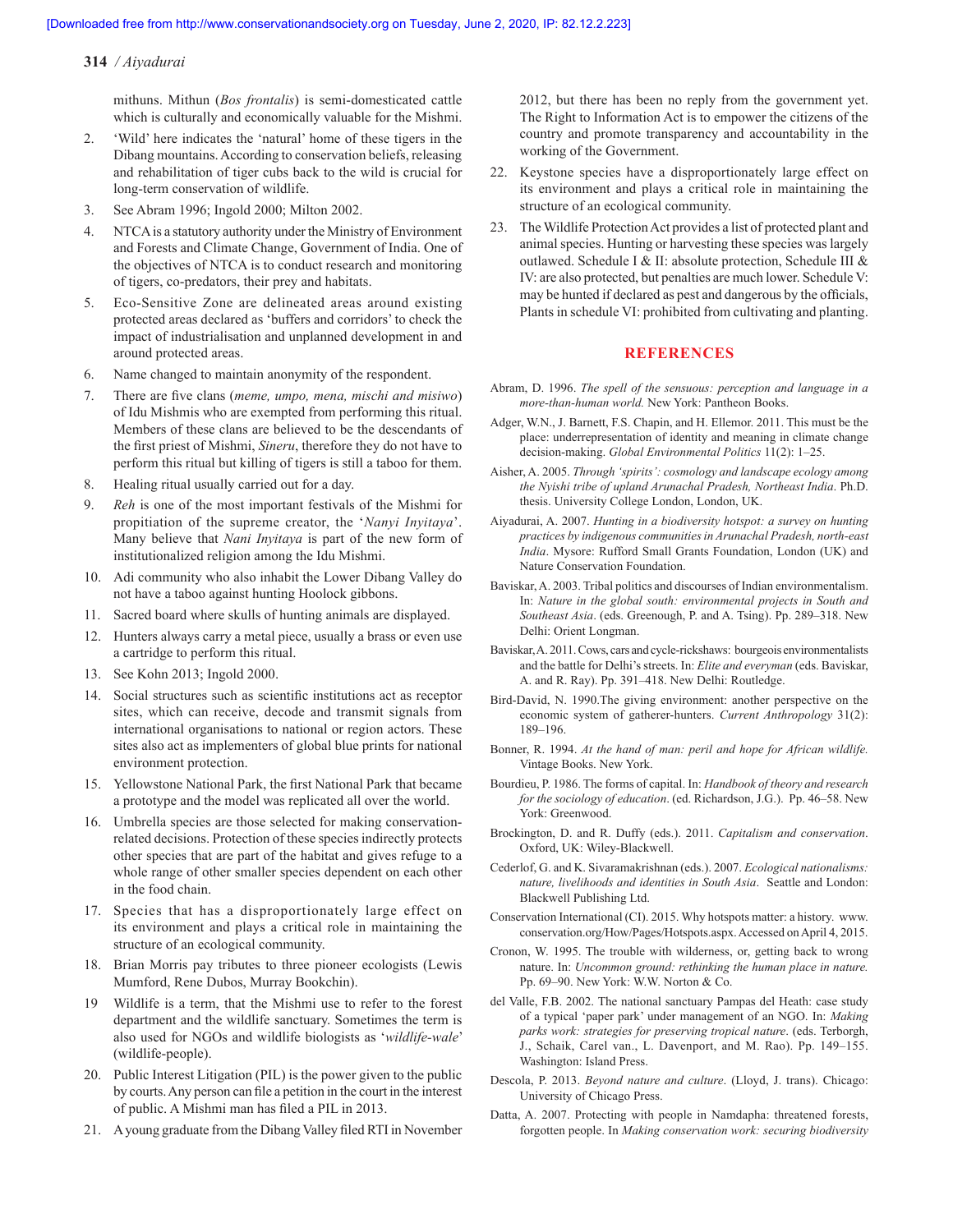mithuns. Mithun (*Bos frontalis*) is semi-domesticated cattle which is culturally and economically valuable for the Mishmi.

2. 'Wild' here indicates the 'natural' home of these tigers in the Dibang mountains. According to conservation beliefs, releasing and rehabilitation of tiger cubs back to the wild is crucial for long-term conservation of wildlife.
3. See Abram 1996; Ingold 2000; Milton 2002.
4. NTCA is a statutory authority under the Ministry of Environment and Forests and Climate Change, Government of India. One of the objectives of NTCA is to conduct research and monitoring of tigers, co-predators, their prey and habitats.
5. Eco-Sensitive Zone are delineated areas around existing protected areas declared as 'buffers and corridors' to check the impact of industrialisation and unplanned development in and around protected areas.
6. Name changed to maintain anonymity of the respondent.
7. There are five clans (*meme, umpo, mena, mischi and misiwo*) of Idu Mishmis who are exempted from performing this ritual. Members of these clans are believed to be the descendants of the first priest of Mishmi, *Sineru*, therefore they do not have to perform this ritual but killing of tigers is still a taboo for them.
8. Healing ritual usually carried out for a day.
9. *Reh* is one of the most important festivals of the Mishmi for propitiation of the supreme creator, the '*Nanyi Inyitaya*'. Many believe that *Nani Inyitaya* is part of the new form of institutionalized religion among the Idu Mishmi.
10. Adi community who also inhabit the Lower Dibang Valley do not have a taboo against hunting Hoolock gibbons.
11. Sacred board where skulls of hunting animals are displayed.
12. Hunters always carry a metal piece, usually a brass or even use a cartridge to perform this ritual.
13. See Kohn 2013; Ingold 2000.
14. Social structures such as scientific institutions act as receptor sites, which can receive, decode and transmit signals from international organisations to national or region actors. These sites also act as implementers of global blue prints for national environment protection.
15. Yellowstone National Park, the first National Park that became a prototype and the model was replicated all over the world.
16. Umbrella species are those selected for making conservation-related decisions. Protection of these species indirectly protects other species that are part of the habitat and gives refuge to a whole range of other smaller species dependent on each other in the food chain.
17. Species that has a disproportionately large effect on its environment and plays a critical role in maintaining the structure of an ecological community.
18. Brian Morris pay tributes to three pioneer ecologists (Lewis Mumford, Rene Dubos, Murray Bookchin).
19. Wildlife is a term, that the Mishmi use to refer to the forest department and the wildlife sanctuary. Sometimes the term is also used for NGOs and wildlife biologists as '*wildlife-wale*' (wildlife-people).
20. Public Interest Litigation (PIL) is the power given to the public by courts. Any person can file a petition in the court in the interest of public. A Mishmi man has filed a PIL in 2013.
21. A young graduate from the Dibang Valley filed RTI in November 2012, but there has been no reply from the government yet. The Right to Information Act is to empower the citizens of the country and promote transparency and accountability in the working of the Government.
22. Keystone species have a disproportionately large effect on its environment and plays a critical role in maintaining the structure of an ecological community.
23. The Wildlife Protection Act provides a list of protected plant and animal species. Hunting or harvesting these species was largely outlawed. Schedule I & II: absolute protection, Schedule III & IV: are also protected, but penalties are much lower. Schedule V: may be hunted if declared as pest and dangerous by the officials, Plants in schedule VI: prohibited from cultivating and planting.

## REFERENCES

Abram, D. 1996. *The spell of the sensuous: perception and language in a more-than-human world.* New York: Pantheon Books.

Adger, W.N., J. Barnett, F.S. Chapin, and H. Ellemor. 2011. This must be the place: underrepresentation of identity and meaning in climate change decision-making. *Global Environmental Politics* 11(2): 1–25.

Aisher, A. 2005. *Through 'spirits': cosmology and landscape ecology among the Nyishi tribe of upland Arunachal Pradesh, Northeast India*. Ph.D. thesis. University College London, London, UK.

Aiyadurai, A. 2007. *Hunting in a biodiversity hotspot: a survey on hunting practices by indigenous communities in Arunachal Pradesh, north-east India*. Mysore: Rufford Small Grants Foundation, London (UK) and Nature Conservation Foundation.

Baviskar, A. 2003. Tribal politics and discourses of Indian environmentalism. In: *Nature in the global south: environmental projects in South and Southeast Asia*. (eds. Greenough, P. and A. Tsing). Pp. 289–318. New Delhi: Orient Longman.

Baviskar, A. 2011. Cows, cars and cycle-rickshaws: bourgeois environmentalists and the battle for Delhi's streets. In: *Elite and everyman* (eds. Baviskar, A. and R. Ray). Pp. 391–418. New Delhi: Routledge.

Bird-David, N. 1990.The giving environment: another perspective on the economic system of gatherer-hunters. *Current Anthropology* 31(2): 189–196.

Bonner, R. 1994. *At the hand of man: peril and hope for African wildlife.* Vintage Books. New York.

Bourdieu, P. 1986. The forms of capital. In: *Handbook of theory and research for the sociology of education*. (ed. Richardson, J.G.). Pp. 46–58. New York: Greenwood.

Brockington, D. and R. Duffy (eds.). 2011. *Capitalism and conservation*. Oxford, UK: Wiley-Blackwell.

Cederlof, G. and K. Sivaramakrishnan (eds.). 2007. *Ecological nationalisms: nature, livelihoods and identities in South Asia*. Seattle and London: Blackwell Publishing Ltd.

Conservation International (CI). 2015. Why hotspots matter: a history. www.conservation.org/How/Pages/Hotspots.aspx. Accessed on April 4, 2015.

Cronon, W. 1995. The trouble with wilderness, or, getting back to wrong nature. In: *Uncommon ground: rethinking the human place in nature.* Pp. 69–90. New York: W.W. Norton & Co.

del Valle, F.B. 2002. The national sanctuary Pampas del Heath: case study of a typical 'paper park' under management of an NGO. In: *Making parks work: strategies for preserving tropical nature*. (eds. Terborgh, J., Schaik, Carel van., L. Davenport, and M. Rao). Pp. 149–155. Washington: Island Press.

Descola, P. 2013. *Beyond nature and culture*. (Lloyd, J. trans). Chicago: University of Chicago Press.

Datta, A. 2007. Protecting with people in Namdapha: threatened forests, forgotten people. In *Making conservation work: securing biodiversity*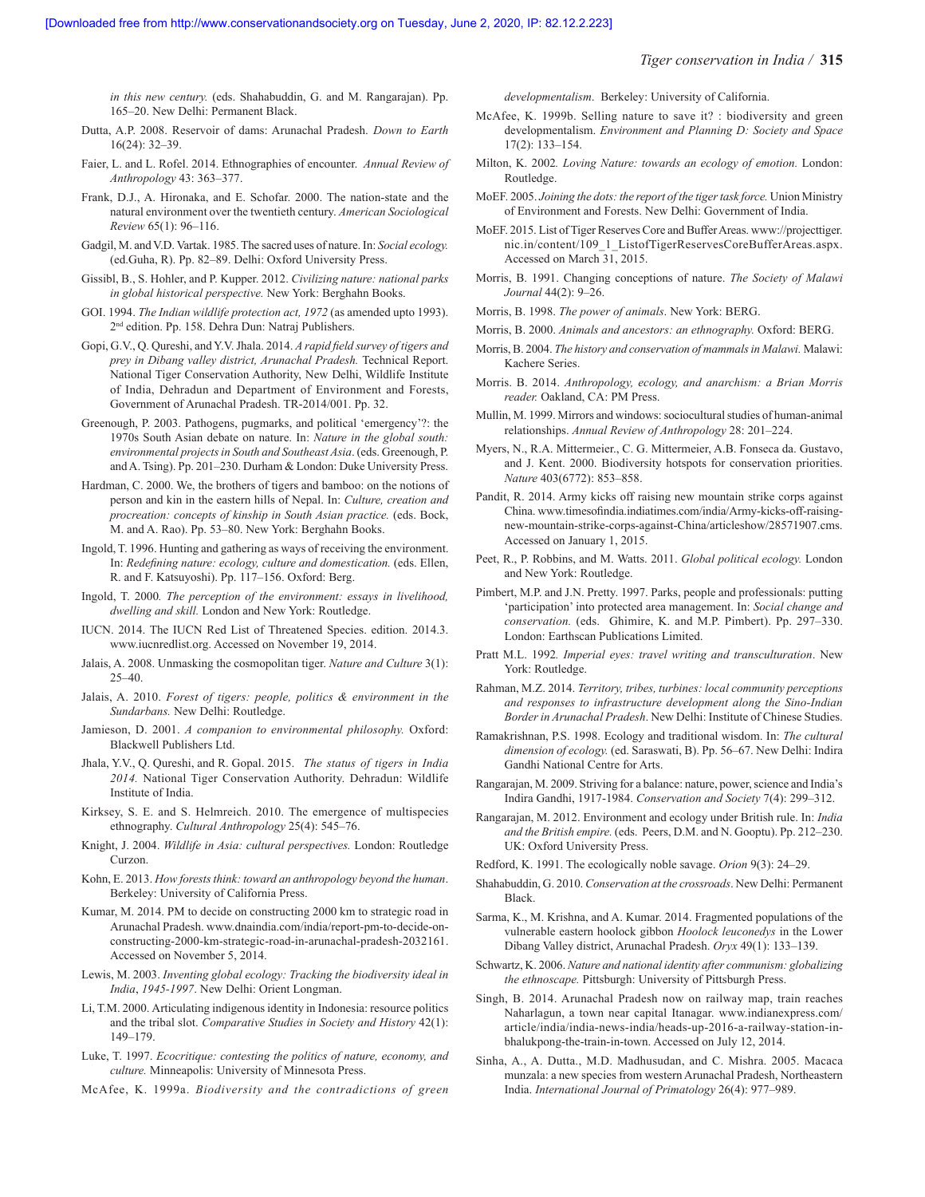*in this new century.* (eds. Shahabuddin, G. and M. Rangarajan). Pp. 165–20. New Delhi: Permanent Black.

Dutta, A.P. 2008. Reservoir of dams: Arunachal Pradesh. *Down to Earth* 16(24): 32–39.

Faier, L. and L. Rofel. 2014. Ethnographies of encounter. *Annual Review of Anthropology* 43: 363–377.

Frank, D.J., A. Hironaka, and E. Schofar. 2000. The nation-state and the natural environment over the twentieth century. *American Sociological Review* 65(1): 96–116.

Gadgil, M. and V.D. Vartak. 1985. The sacred uses of nature. In: *Social ecology.* (ed.Guha, R). Pp. 82–89. Delhi: Oxford University Press.

Gissibl, B., S. Hohler, and P. Kupper. 2012. *Civilizing nature: national parks in global historical perspective.* New York: Berghahn Books.

GOI. 1994. *The Indian wildlife protection act, 1972* (as amended upto 1993). 2nd edition. Pp. 158. Dehra Dun: Natraj Publishers.

Gopi, G.V., Q. Qureshi, and Y.V. Jhala. 2014. *A rapid field survey of tigers and prey in Dibang valley district, Arunachal Pradesh.* Technical Report. National Tiger Conservation Authority, New Delhi, Wildlife Institute of India, Dehradun and Department of Environment and Forests, Government of Arunachal Pradesh. TR-2014/001. Pp. 32.

Greenough, P. 2003. Pathogens, pugmarks, and political 'emergency'?: the 1970s South Asian debate on nature. In: *Nature in the global south: environmental projects in South and Southeast Asia*. (eds. Greenough, P. and A. Tsing). Pp. 201–230. Durham & London: Duke University Press.

Hardman, C. 2000. We, the brothers of tigers and bamboo: on the notions of person and kin in the eastern hills of Nepal. In: *Culture, creation and procreation: concepts of kinship in South Asian practice.* (eds. Bock, M. and A. Rao). Pp. 53–80. New York: Berghahn Books.

Ingold, T. 1996. Hunting and gathering as ways of receiving the environment. In: *Redefining nature: ecology, culture and domestication.* (eds. Ellen, R. and F. Katsuyoshi). Pp. 117–156. Oxford: Berg.

Ingold, T. 2000*. The perception of the environment: essays in livelihood, dwelling and skill.* London and New York: Routledge.

IUCN. 2014. The IUCN Red List of Threatened Species. edition. 2014.3. www.iucnredlist.org. Accessed on November 19, 2014.

Jalais, A. 2008. Unmasking the cosmopolitan tiger. *Nature and Culture* 3(1): 25–40.

Jalais, A. 2010. *Forest of tigers: people, politics & environment in the Sundarbans.* New Delhi: Routledge.

Jamieson, D. 2001. *A companion to environmental philosophy.* Oxford: Blackwell Publishers Ltd.

Jhala, Y.V., Q. Qureshi, and R. Gopal. 2015. *The status of tigers in India 2014.* National Tiger Conservation Authority. Dehradun: Wildlife Institute of India.

Kirksey, S. E. and S. Helmreich. 2010. The emergence of multispecies ethnography. *Cultural Anthropology* 25(4): 545–76.

Knight, J. 2004. *Wildlife in Asia: cultural perspectives.* London: Routledge Curzon.

Kohn, E. 2013. *How forests think: toward an anthropology beyond the human*. Berkeley: University of California Press.

Kumar, M. 2014. PM to decide on constructing 2000 km to strategic road in Arunachal Pradesh. www.dnaindia.com/india/report-pm-to-decide-on-constructing-2000-km-strategic-road-in-arunachal-pradesh-2032161. Accessed on November 5, 2014.

Lewis, M. 2003. *Inventing global ecology: Tracking the biodiversity ideal in India*, *1945-1997*. New Delhi: Orient Longman.

Li, T.M. 2000. Articulating indigenous identity in Indonesia: resource politics and the tribal slot. *Comparative Studies in Society and History* 42(1): 149–179.

Luke, T. 1997. *Ecocritique: contesting the politics of nature, economy, and culture.* Minneapolis: University of Minnesota Press.

McAfee, K. 1999a. *Biodiversity and the contradictions of green developmentalism*. Berkeley: University of California.

McAfee, K. 1999b. Selling nature to save it? : biodiversity and green developmentalism. *Environment and Planning D: Society and Space* 17(2): 133–154.

Milton, K. 2002*. Loving Nature: towards an ecology of emotion.* London: Routledge.

MoEF. 2005. *Joining the dots: the report of the tiger task force.* Union Ministry of Environment and Forests. New Delhi: Government of India.

MoEF. 2015. List of Tiger Reserves Core and Buffer Areas. www://projecttiger.nic.in/content/109_1_ListofTigerReservesCoreBufferAreas.aspx. Accessed on March 31, 2015.

Morris, B. 1991. Changing conceptions of nature. *The Society of Malawi Journal* 44(2): 9–26.

Morris, B. 1998. *The power of animals*. New York: BERG.

Morris, B. 2000. *Animals and ancestors: an ethnography.* Oxford: BERG.

Morris, B. 2004. *The history and conservation of mammals in Malawi.* Malawi: Kachere Series.

Morris. B. 2014. *Anthropology, ecology, and anarchism: a Brian Morris reader.* Oakland, CA: PM Press.

Mullin, M. 1999. Mirrors and windows: sociocultural studies of human-animal relationships. *Annual Review of Anthropology* 28: 201–224.

Myers, N., R.A. Mittermeier., C. G. Mittermeier, A.B. Fonseca da. Gustavo, and J. Kent. 2000. Biodiversity hotspots for conservation priorities. *Nature* 403(6772): 853–858.

Pandit, R. 2014. Army kicks off raising new mountain strike corps against China. www.timesofindia.indiatimes.com/india/Army-kicks-off-raising-new-mountain-strike-corps-against-China/articleshow/28571907.cms. Accessed on January 1, 2015.

Peet, R., P. Robbins, and M. Watts. 2011. *Global political ecology.* London and New York: Routledge.

Pimbert, M.P. and J.N. Pretty. 1997. Parks, people and professionals: putting 'participation' into protected area management. In: *Social change and conservation.* (eds. Ghimire, K. and M.P. Pimbert). Pp. 297–330. London: Earthscan Publications Limited.

Pratt M.L. 1992*. Imperial eyes: travel writing and transculturation*. New York: Routledge.

Rahman, M.Z. 2014. *Territory, tribes, turbines: local community perceptions and responses to infrastructure development along the Sino-Indian Border in Arunachal Pradesh*. New Delhi: Institute of Chinese Studies.

Ramakrishnan, P.S. 1998. Ecology and traditional wisdom. In: *The cultural dimension of ecology.* (ed. Saraswati, B). Pp. 56–67. New Delhi: Indira Gandhi National Centre for Arts.

Rangarajan, M. 2009. Striving for a balance: nature, power, science and India's Indira Gandhi, 1917-1984. *Conservation and Society* 7(4): 299–312.

Rangarajan, M. 2012. Environment and ecology under British rule. In: *India and the British empire.* (eds. Peers, D.M. and N. Gooptu). Pp. 212–230. UK: Oxford University Press.

Redford, K. 1991. The ecologically noble savage. *Orion* 9(3): 24–29.

Shahabuddin, G. 2010. *Conservation at the crossroads*. New Delhi: Permanent Black.

Sarma, K., M. Krishna, and A. Kumar. 2014. Fragmented populations of the vulnerable eastern hoolock gibbon *Hoolock leuconedys* in the Lower Dibang Valley district, Arunachal Pradesh. *Oryx* 49(1): 133–139.

Schwartz, K. 2006. *Nature and national identity after communism: globalizing the ethnoscape.* Pittsburgh: University of Pittsburgh Press.

Singh, B. 2014. Arunachal Pradesh now on railway map, train reaches Naharlagun, a town near capital Itanagar. www.indianexpress.com/article/india/india-news-india/heads-up-2016-a-railway-station-in-bhalukpong-the-train-in-town. Accessed on July 12, 2014.

Sinha, A., A. Dutta., M.D. Madhusudan, and C. Mishra. 2005. Macaca munzala: a new species from western Arunachal Pradesh, Northeastern India. *International Journal of Primatology* 26(4): 977–989.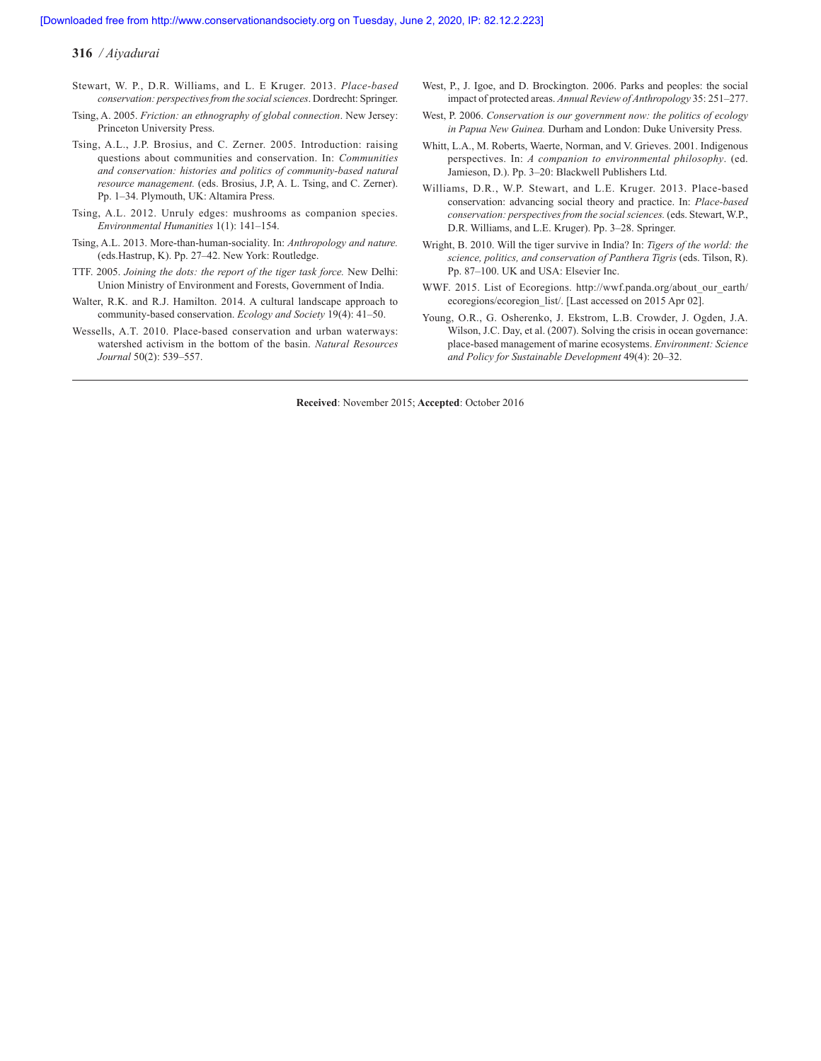Stewart, W. P., D.R. Williams, and L. E Kruger. 2013. *Place-based conservation: perspectives from the social sciences*. Dordrecht: Springer.

Tsing, A. 2005. *Friction: an ethnography of global connection*. New Jersey: Princeton University Press.

Tsing, A.L., J.P. Brosius, and C. Zerner. 2005. Introduction: raising questions about communities and conservation. In: *Communities and conservation: histories and politics of community-based natural resource management.* (eds. Brosius, J.P, A. L. Tsing, and C. Zerner). Pp. 1–34. Plymouth, UK: Altamira Press.

Tsing, A.L. 2012. Unruly edges: mushrooms as companion species. *Environmental Humanities* 1(1): 141–154.

Tsing, A.L. 2013. More-than-human-sociality. In: *Anthropology and nature.* (eds.Hastrup, K). Pp. 27–42. New York: Routledge.

TTF. 2005. *Joining the dots: the report of the tiger task force.* New Delhi: Union Ministry of Environment and Forests, Government of India.

Walter, R.K. and R.J. Hamilton. 2014. A cultural landscape approach to community-based conservation. *Ecology and Society* 19(4): 41–50.

Wessells, A.T. 2010. Place-based conservation and urban waterways: watershed activism in the bottom of the basin. *Natural Resources Journal* 50(2): 539–557.

West, P., J. Igoe, and D. Brockington. 2006. Parks and peoples: the social impact of protected areas. *Annual Review of Anthropology* 35: 251–277.

West, P. 2006. *Conservation is our government now: the politics of ecology in Papua New Guinea.* Durham and London: Duke University Press.

Whitt, L.A., M. Roberts, Waerte, Norman, and V. Grieves. 2001. Indigenous perspectives. In: *A companion to environmental philosophy*. (ed. Jamieson, D.). Pp. 3–20: Blackwell Publishers Ltd.

Williams, D.R., W.P. Stewart, and L.E. Kruger. 2013. Place-based conservation: advancing social theory and practice. In: *Place-based conservation: perspectives from the social sciences.* (eds. Stewart, W.P., D.R. Williams, and L.E. Kruger). Pp. 3–28. Springer.

Wright, B. 2010. Will the tiger survive in India? In: *Tigers of the world: the science, politics, and conservation of Panthera Tigris* (eds. Tilson, R). Pp. 87–100. UK and USA: Elsevier Inc.

WWF. 2015. List of Ecoregions. http://wwf.panda.org/about_our_earth/ecoregions/ecoregion_list/. [Last accessed on 2015 Apr 02].

Young, O.R., G. Osherenko, J. Ekstrom, L.B. Crowder, J. Ogden, J.A. Wilson, J.C. Day, et al. (2007). Solving the crisis in ocean governance: place-based management of marine ecosystems. *Environment: Science and Policy for Sustainable Development* 49(4): 20–32.

---

**Received**: November 2015; **Accepted**: October 2016